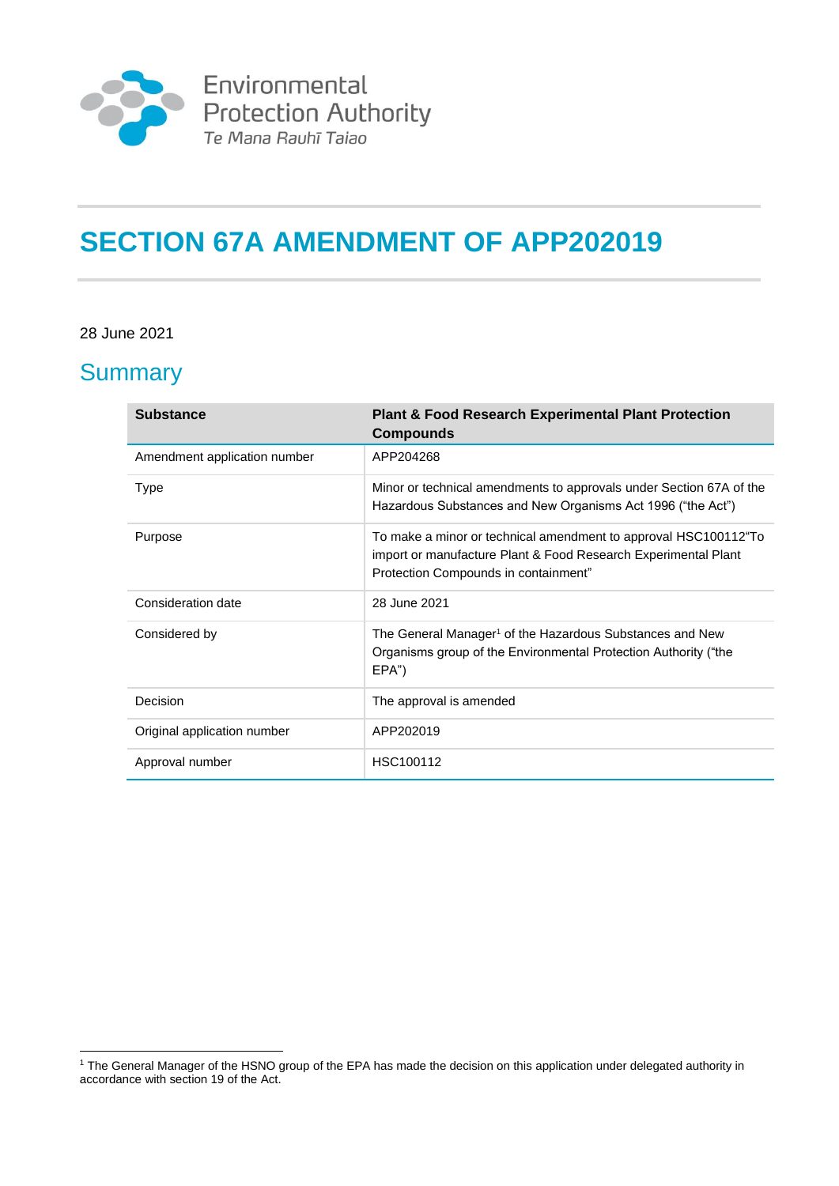Environmental Protection Authority
*Te Mana Rauhī Taiao*

# SECTION 67A AMENDMENT OF APP202019

28 June 2021

## Summary

| **Substance** | **Plant & Food Research Experimental Plant Protection Compounds** |
| --- | --- |
| Amendment application number | APP204268 |
| Type | Minor or technical amendments to approvals under Section 67A of the Hazardous Substances and New Organisms Act 1996 ("the Act") |
| Purpose | To make a minor or technical amendment to approval HSC100112"To import or manufacture Plant & Food Research Experimental Plant Protection Compounds in containment" |
| Consideration date | 28 June 2021 |
| Considered by | The General Manager[1] of the Hazardous Substances and New Organisms group of the Environmental Protection Authority ("the EPA") |
| Decision | The approval is amended |
| Original application number | APP202019 |
| Approval number | HSC100112 |

[1] The General Manager of the HSNO group of the EPA has made the decision on this application under delegated authority in accordance with section 19 of the Act.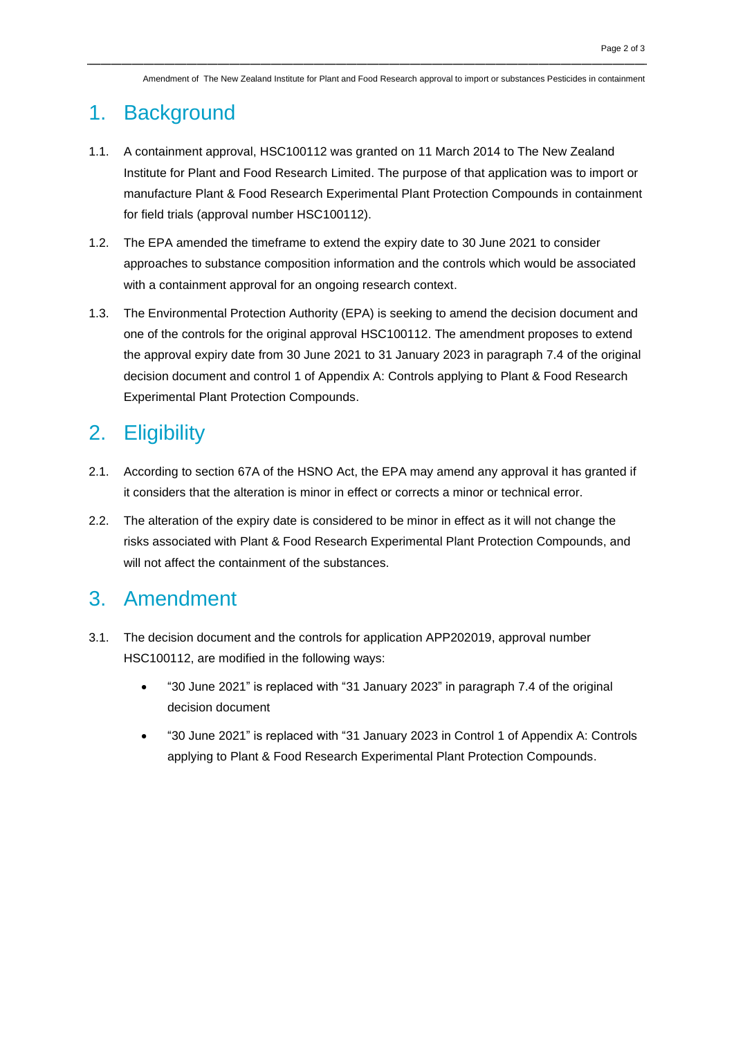# 1. Background

1.1. A containment approval, HSC100112 was granted on 11 March 2014 to The New Zealand Institute for Plant and Food Research Limited. The purpose of that application was to import or manufacture Plant & Food Research Experimental Plant Protection Compounds in containment for field trials (approval number HSC100112).

1.2. The EPA amended the timeframe to extend the expiry date to 30 June 2021 to consider approaches to substance composition information and the controls which would be associated with a containment approval for an ongoing research context.

1.3. The Environmental Protection Authority (EPA) is seeking to amend the decision document and one of the controls for the original approval HSC100112. The amendment proposes to extend the approval expiry date from 30 June 2021 to 31 January 2023 in paragraph 7.4 of the original decision document and control 1 of Appendix A: Controls applying to Plant & Food Research Experimental Plant Protection Compounds.

# 2. Eligibility

2.1. According to section 67A of the HSNO Act, the EPA may amend any approval it has granted if it considers that the alteration is minor in effect or corrects a minor or technical error.

2.2. The alteration of the expiry date is considered to be minor in effect as it will not change the risks associated with Plant & Food Research Experimental Plant Protection Compounds, and will not affect the containment of the substances.

# 3. Amendment

3.1. The decision document and the controls for application APP202019, approval number HSC100112, are modified in the following ways:

- "30 June 2021" is replaced with "31 January 2023" in paragraph 7.4 of the original decision document
- "30 June 2021" is replaced with "31 January 2023 in Control 1 of Appendix A: Controls applying to Plant & Food Research Experimental Plant Protection Compounds.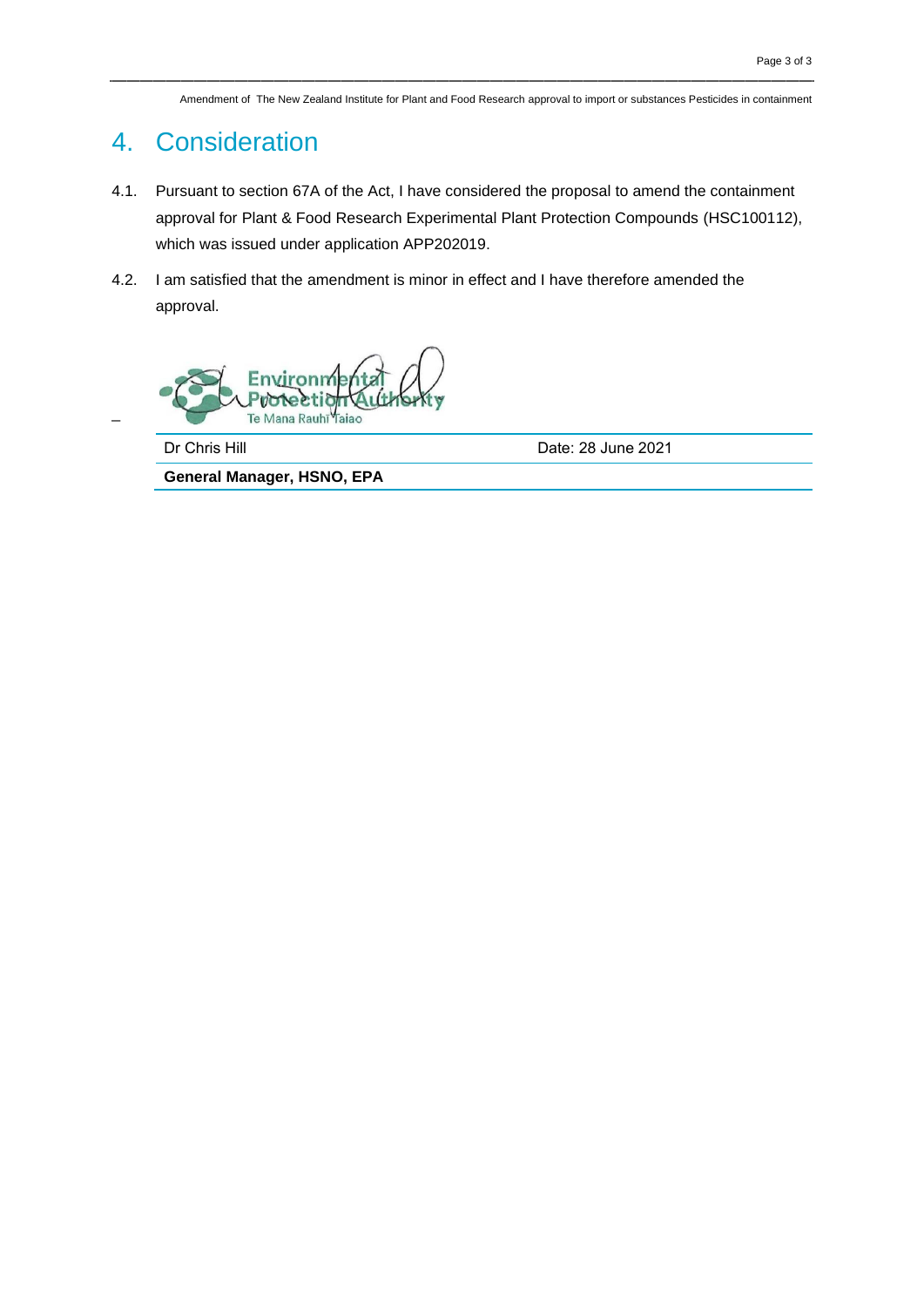## 4. Consideration

4.1. Pursuant to section 67A of the Act, I have considered the proposal to amend the containment approval for Plant & Food Research Experimental Plant Protection Compounds (HSC100112), which was issued under application APP202019.

4.2. I am satisfied that the amendment is minor in effect and I have therefore amended the approval.

| | |
|---|---|
| Dr Chris Hill | Date: 28 June 2021 |
| **General Manager, HSNO, EPA** | |